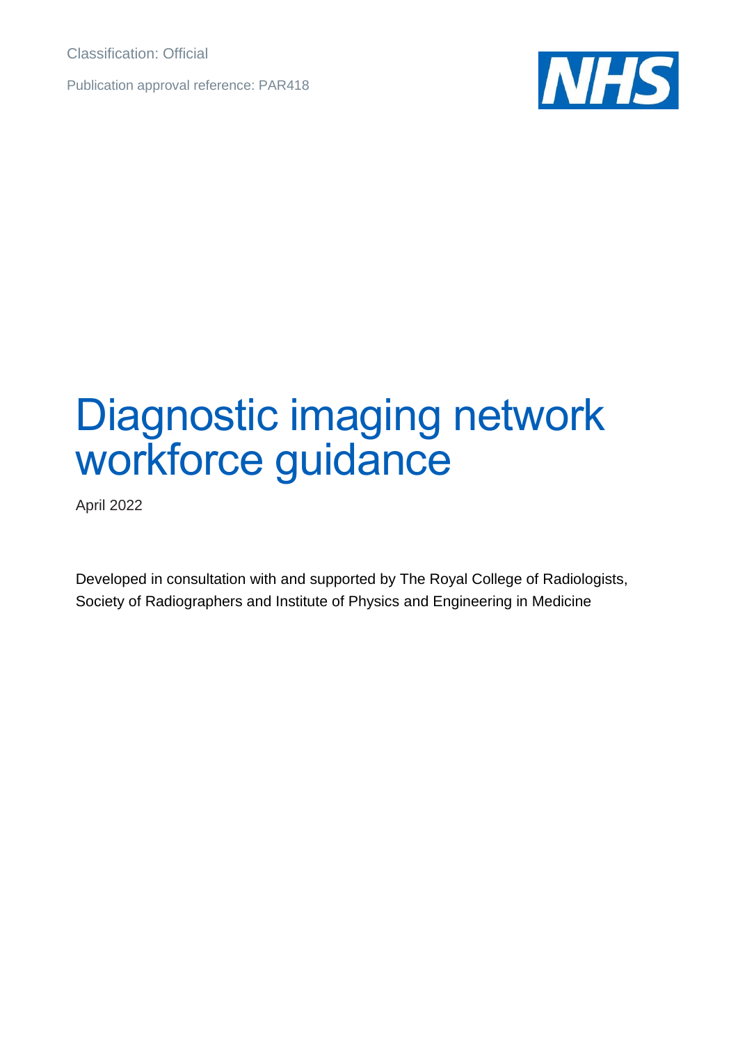Classification: Official

Publication approval reference: PAR418

NHS

# Diagnostic imaging network workforce guidance

April 2022

Developed in consultation with and supported by The Royal College of Radiologists, Society of Radiographers and Institute of Physics and Engineering in Medicine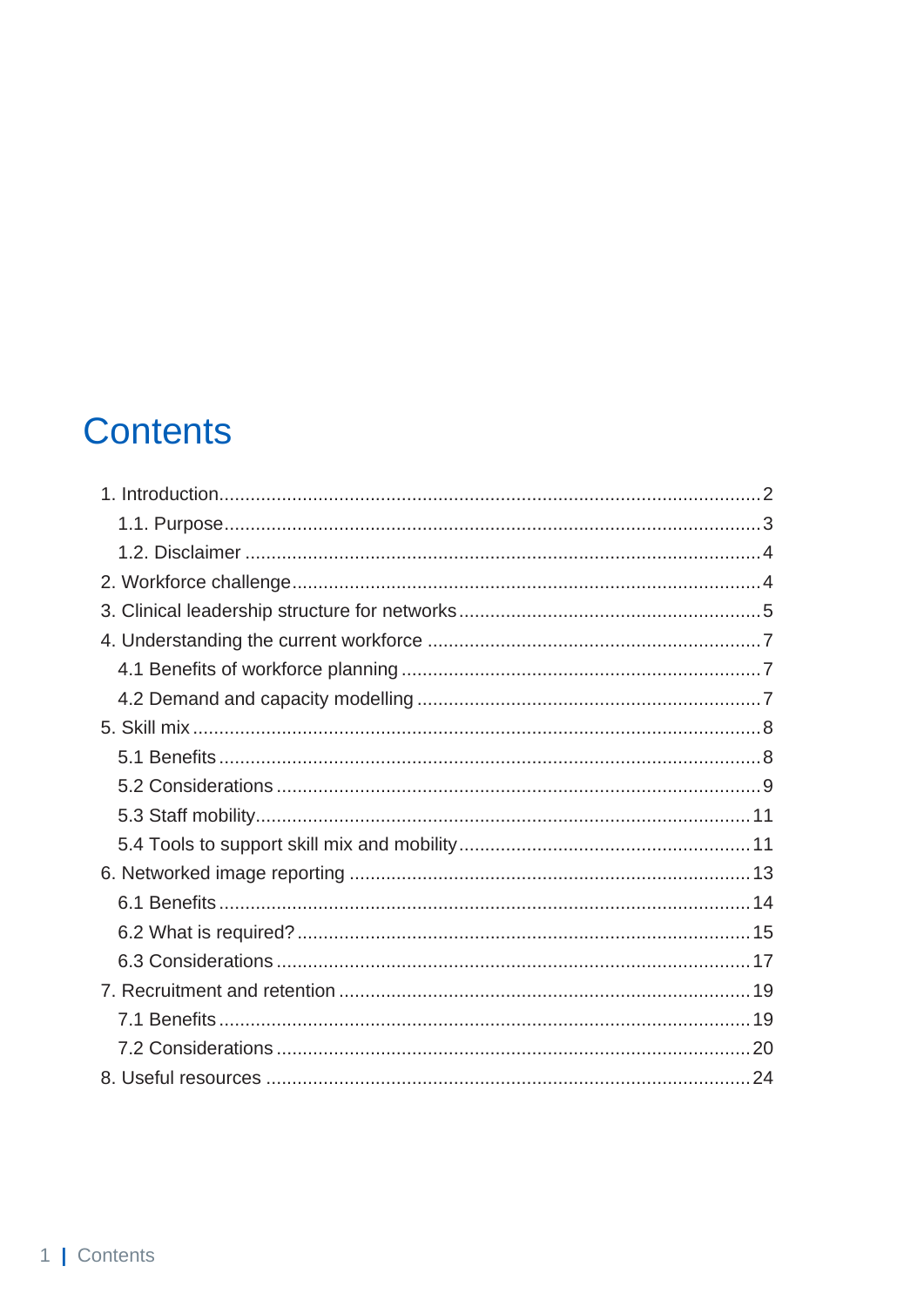# Contents

- 1. Introduction ..... 2
  - 1.1. Purpose ..... 3
  - 1.2. Disclaimer ..... 4
- 2. Workforce challenge ..... 4
- 3. Clinical leadership structure for networks ..... 5
- 4. Understanding the current workforce ..... 7
  - 4.1 Benefits of workforce planning ..... 7
  - 4.2 Demand and capacity modelling ..... 7
- 5. Skill mix ..... 8
  - 5.1 Benefits ..... 8
  - 5.2 Considerations ..... 9
  - 5.3 Staff mobility ..... 11
  - 5.4 Tools to support skill mix and mobility ..... 11
- 6. Networked image reporting ..... 13
  - 6.1 Benefits ..... 14
  - 6.2 What is required? ..... 15
  - 6.3 Considerations ..... 17
- 7. Recruitment and retention ..... 19
  - 7.1 Benefits ..... 19
  - 7.2 Considerations ..... 20
- 8. Useful resources ..... 24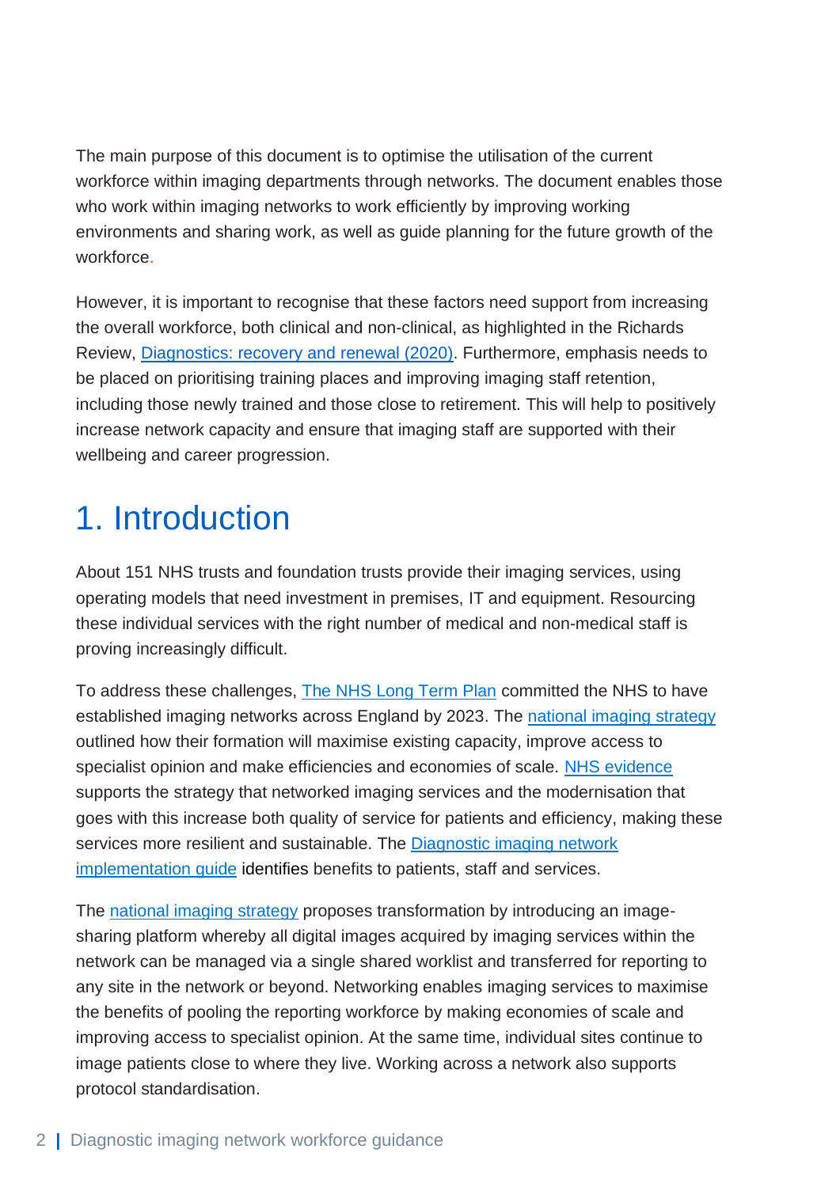The main purpose of this document is to optimise the utilisation of the current workforce within imaging departments through networks. The document enables those who work within imaging networks to work efficiently by improving working environments and sharing work, as well as guide planning for the future growth of the workforce.

However, it is important to recognise that these factors need support from increasing the overall workforce, both clinical and non-clinical, as highlighted in the Richards Review, Diagnostics: recovery and renewal (2020). Furthermore, emphasis needs to be placed on prioritising training places and improving imaging staff retention, including those newly trained and those close to retirement. This will help to positively increase network capacity and ensure that imaging staff are supported with their wellbeing and career progression.

# 1. Introduction

About 151 NHS trusts and foundation trusts provide their imaging services, using operating models that need investment in premises, IT and equipment. Resourcing these individual services with the right number of medical and non-medical staff is proving increasingly difficult.

To address these challenges, The NHS Long Term Plan committed the NHS to have established imaging networks across England by 2023. The national imaging strategy outlined how their formation will maximise existing capacity, improve access to specialist opinion and make efficiencies and economies of scale. NHS evidence supports the strategy that networked imaging services and the modernisation that goes with this increase both quality of service for patients and efficiency, making these services more resilient and sustainable. The Diagnostic imaging network implementation guide identifies benefits to patients, staff and services.

The national imaging strategy proposes transformation by introducing an image-sharing platform whereby all digital images acquired by imaging services within the network can be managed via a single shared worklist and transferred for reporting to any site in the network or beyond. Networking enables imaging services to maximise the benefits of pooling the reporting workforce by making economies of scale and improving access to specialist opinion. At the same time, individual sites continue to image patients close to where they live. Working across a network also supports protocol standardisation.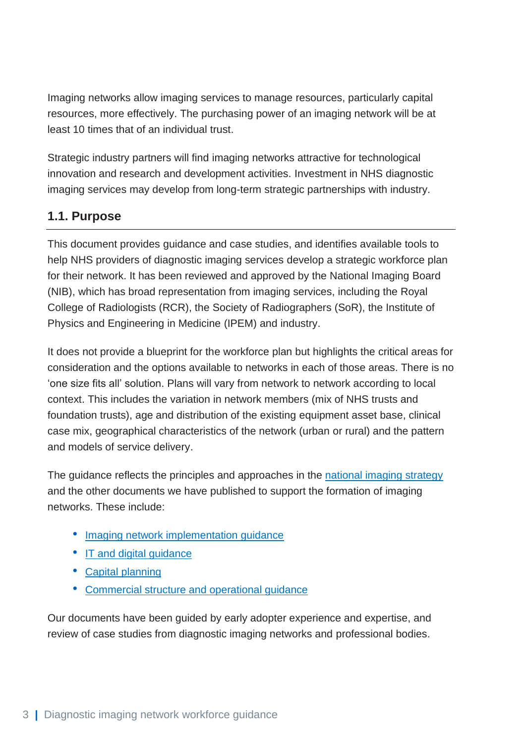Imaging networks allow imaging services to manage resources, particularly capital resources, more effectively. The purchasing power of an imaging network will be at least 10 times that of an individual trust.

Strategic industry partners will find imaging networks attractive for technological innovation and research and development activities. Investment in NHS diagnostic imaging services may develop from long-term strategic partnerships with industry.

## 1.1. Purpose

This document provides guidance and case studies, and identifies available tools to help NHS providers of diagnostic imaging services develop a strategic workforce plan for their network. It has been reviewed and approved by the National Imaging Board (NIB), which has broad representation from imaging services, including the Royal College of Radiologists (RCR), the Society of Radiographers (SoR), the Institute of Physics and Engineering in Medicine (IPEM) and industry.

It does not provide a blueprint for the workforce plan but highlights the critical areas for consideration and the options available to networks in each of those areas. There is no 'one size fits all' solution. Plans will vary from network to network according to local context. This includes the variation in network members (mix of NHS trusts and foundation trusts), age and distribution of the existing equipment asset base, clinical case mix, geographical characteristics of the network (urban or rural) and the pattern and models of service delivery.

The guidance reflects the principles and approaches in the national imaging strategy and the other documents we have published to support the formation of imaging networks. These include:

- Imaging network implementation guidance
- IT and digital guidance
- Capital planning
- Commercial structure and operational guidance

Our documents have been guided by early adopter experience and expertise, and review of case studies from diagnostic imaging networks and professional bodies.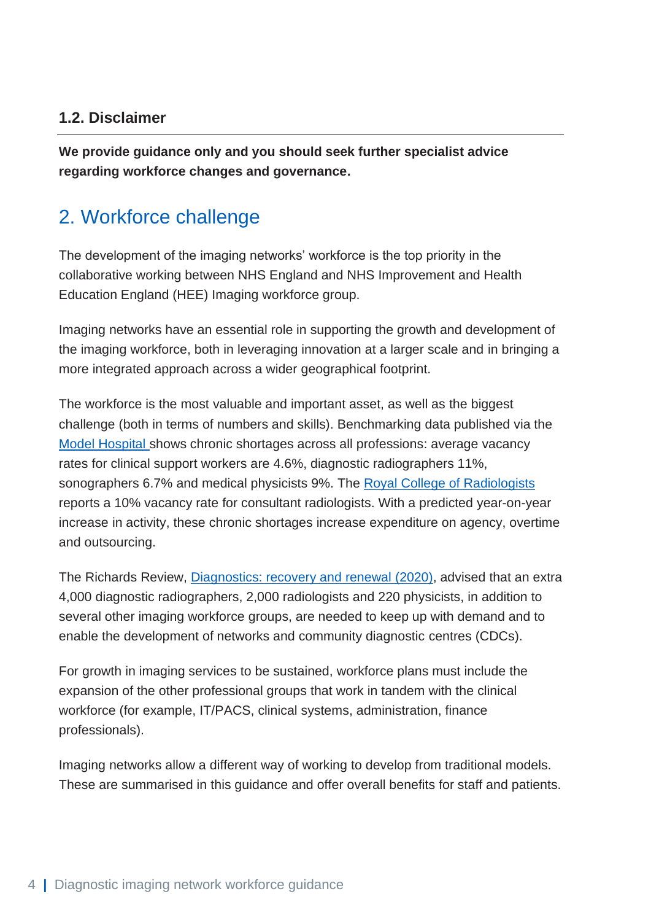### 1.2. Disclaimer

**We provide guidance only and you should seek further specialist advice regarding workforce changes and governance.**

## 2. Workforce challenge

The development of the imaging networks' workforce is the top priority in the collaborative working between NHS England and NHS Improvement and Health Education England (HEE) Imaging workforce group.

Imaging networks have an essential role in supporting the growth and development of the imaging workforce, both in leveraging innovation at a larger scale and in bringing a more integrated approach across a wider geographical footprint.

The workforce is the most valuable and important asset, as well as the biggest challenge (both in terms of numbers and skills). Benchmarking data published via the Model Hospital shows chronic shortages across all professions: average vacancy rates for clinical support workers are 4.6%, diagnostic radiographers 11%, sonographers 6.7% and medical physicists 9%. The Royal College of Radiologists reports a 10% vacancy rate for consultant radiologists. With a predicted year-on-year increase in activity, these chronic shortages increase expenditure on agency, overtime and outsourcing.

The Richards Review, Diagnostics: recovery and renewal (2020), advised that an extra 4,000 diagnostic radiographers, 2,000 radiologists and 220 physicists, in addition to several other imaging workforce groups, are needed to keep up with demand and to enable the development of networks and community diagnostic centres (CDCs).

For growth in imaging services to be sustained, workforce plans must include the expansion of the other professional groups that work in tandem with the clinical workforce (for example, IT/PACS, clinical systems, administration, finance professionals).

Imaging networks allow a different way of working to develop from traditional models. These are summarised in this guidance and offer overall benefits for staff and patients.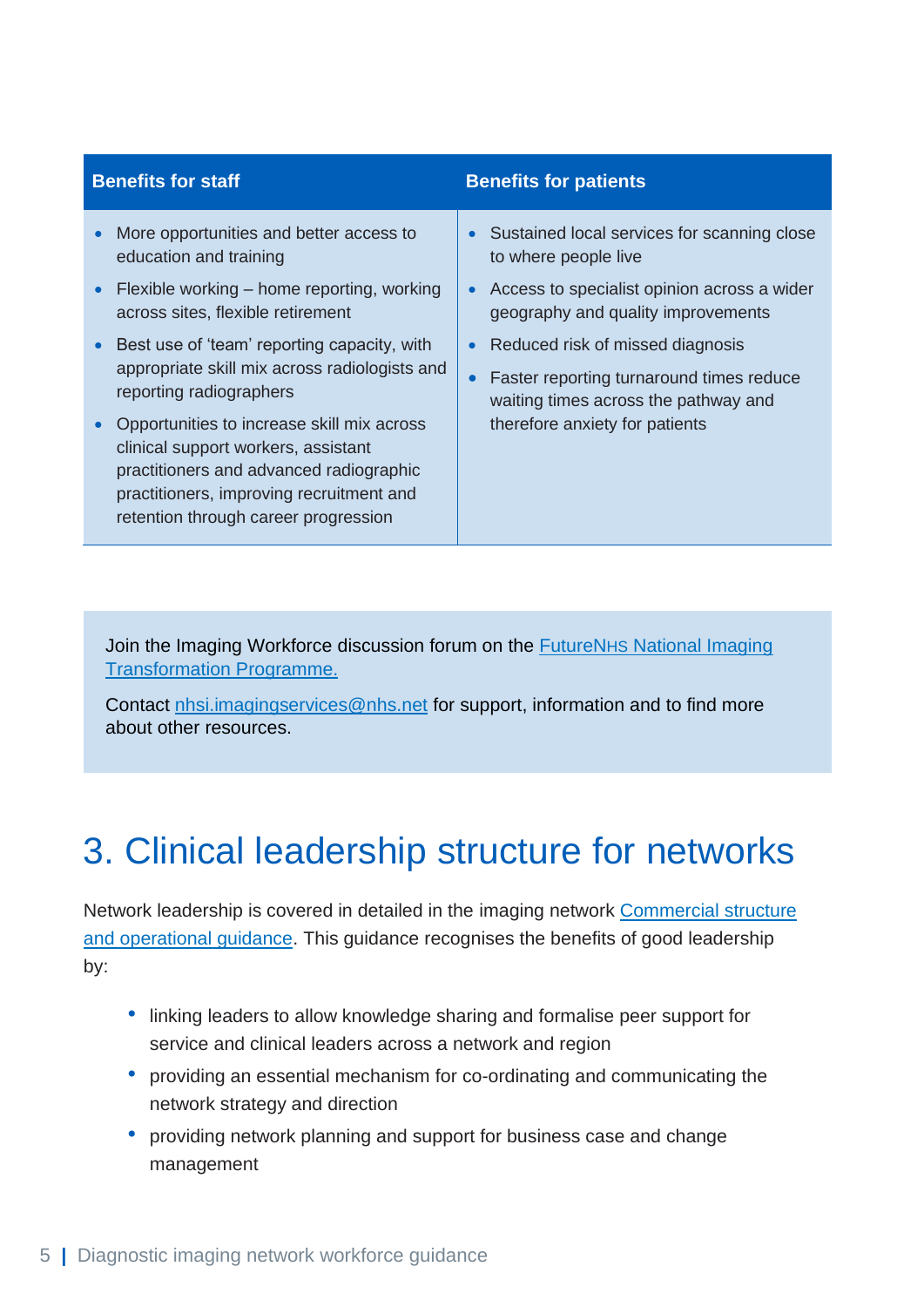| Benefits for staff | Benefits for patients |
|---|---|
| • More opportunities and better access to education and training<br>• Flexible working – home reporting, working across sites, flexible retirement<br>• Best use of 'team' reporting capacity, with appropriate skill mix across radiologists and reporting radiographers<br>• Opportunities to increase skill mix across clinical support workers, assistant practitioners and advanced radiographic practitioners, improving recruitment and retention through career progression | • Sustained local services for scanning close to where people live<br>• Access to specialist opinion across a wider geography and quality improvements<br>• Reduced risk of missed diagnosis<br>• Faster reporting turnaround times reduce waiting times across the pathway and therefore anxiety for patients |

Join the Imaging Workforce discussion forum on the [FutureNHS National Imaging Transformation Programme.]()

Contact [nhsi.imagingservices@nhs.net]() for support, information and to find more about other resources.

# 3. Clinical leadership structure for networks

Network leadership is covered in detailed in the imaging network [Commercial structure and operational guidance](). This guidance recognises the benefits of good leadership by:

- linking leaders to allow knowledge sharing and formalise peer support for service and clinical leaders across a network and region
- providing an essential mechanism for co-ordinating and communicating the network strategy and direction
- providing network planning and support for business case and change management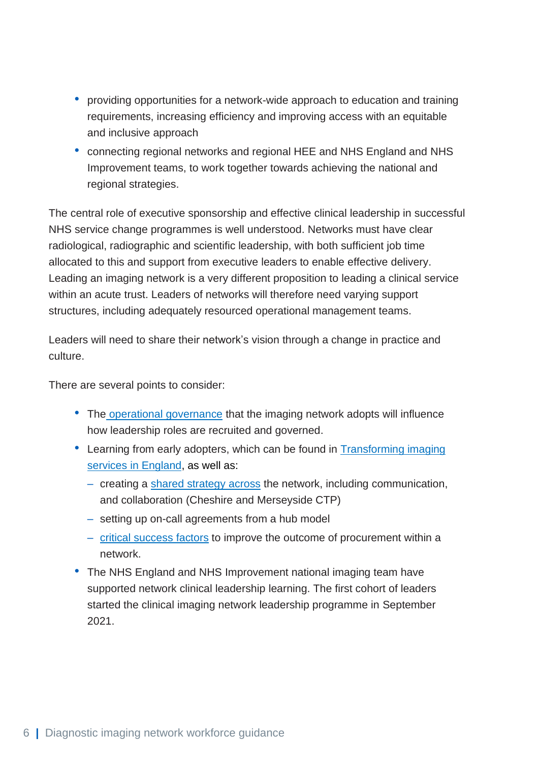- providing opportunities for a network-wide approach to education and training requirements, increasing efficiency and improving access with an equitable and inclusive approach
- connecting regional networks and regional HEE and NHS England and NHS Improvement teams, to work together towards achieving the national and regional strategies.

The central role of executive sponsorship and effective clinical leadership in successful NHS service change programmes is well understood. Networks must have clear radiological, radiographic and scientific leadership, with both sufficient job time allocated to this and support from executive leaders to enable effective delivery. Leading an imaging network is a very different proposition to leading a clinical service within an acute trust. Leaders of networks will therefore need varying support structures, including adequately resourced operational management teams.

Leaders will need to share their network's vision through a change in practice and culture.

There are several points to consider:

- The operational governance that the imaging network adopts will influence how leadership roles are recruited and governed.
- Learning from early adopters, which can be found in Transforming imaging services in England, as well as:
  - creating a shared strategy across the network, including communication, and collaboration (Cheshire and Merseyside CTP)
  - setting up on-call agreements from a hub model
  - critical success factors to improve the outcome of procurement within a network.
- The NHS England and NHS Improvement national imaging team have supported network clinical leadership learning. The first cohort of leaders started the clinical imaging network leadership programme in September 2021.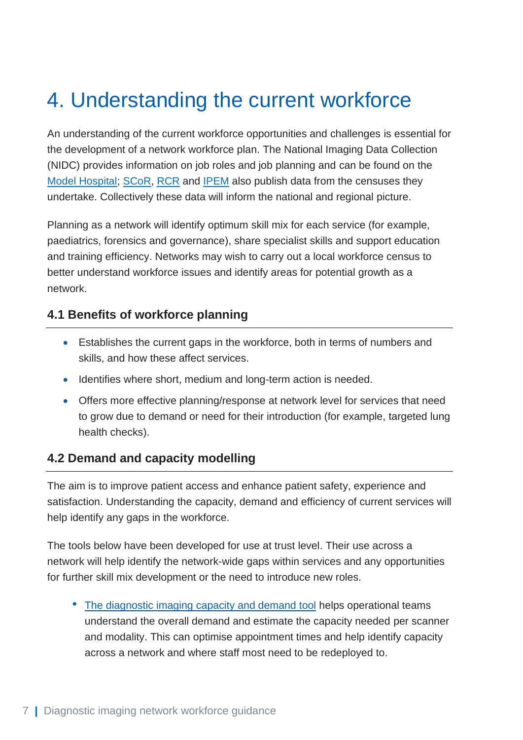# 4. Understanding the current workforce

An understanding of the current workforce opportunities and challenges is essential for the development of a network workforce plan. The National Imaging Data Collection (NIDC) provides information on job roles and job planning and can be found on the Model Hospital; SCoR, RCR and IPEM also publish data from the censuses they undertake. Collectively these data will inform the national and regional picture.

Planning as a network will identify optimum skill mix for each service (for example, paediatrics, forensics and governance), share specialist skills and support education and training efficiency. Networks may wish to carry out a local workforce census to better understand workforce issues and identify areas for potential growth as a network.

### 4.1 Benefits of workforce planning

- Establishes the current gaps in the workforce, both in terms of numbers and skills, and how these affect services.
- Identifies where short, medium and long-term action is needed.
- Offers more effective planning/response at network level for services that need to grow due to demand or need for their introduction (for example, targeted lung health checks).

### 4.2 Demand and capacity modelling

The aim is to improve patient access and enhance patient safety, experience and satisfaction. Understanding the capacity, demand and efficiency of current services will help identify any gaps in the workforce.

The tools below have been developed for use at trust level. Their use across a network will help identify the network-wide gaps within services and any opportunities for further skill mix development or the need to introduce new roles.

- The diagnostic imaging capacity and demand tool helps operational teams understand the overall demand and estimate the capacity needed per scanner and modality. This can optimise appointment times and help identify capacity across a network and where staff most need to be redeployed to.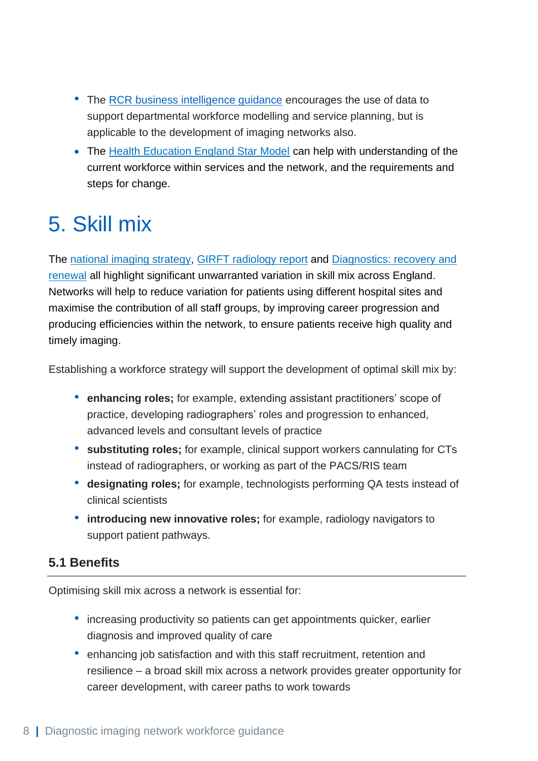- The RCR business intelligence guidance encourages the use of data to support departmental workforce modelling and service planning, but is applicable to the development of imaging networks also.
- The Health Education England Star Model can help with understanding of the current workforce within services and the network, and the requirements and steps for change.

# 5. Skill mix

The national imaging strategy, GIRFT radiology report and Diagnostics: recovery and renewal all highlight significant unwarranted variation in skill mix across England. Networks will help to reduce variation for patients using different hospital sites and maximise the contribution of all staff groups, by improving career progression and producing efficiencies within the network, to ensure patients receive high quality and timely imaging.

Establishing a workforce strategy will support the development of optimal skill mix by:

- **enhancing roles;** for example, extending assistant practitioners' scope of practice, developing radiographers' roles and progression to enhanced, advanced levels and consultant levels of practice
- **substituting roles;** for example, clinical support workers cannulating for CTs instead of radiographers, or working as part of the PACS/RIS team
- **designating roles;** for example, technologists performing QA tests instead of clinical scientists
- **introducing new innovative roles;** for example, radiology navigators to support patient pathways.

## 5.1 Benefits

Optimising skill mix across a network is essential for:

- increasing productivity so patients can get appointments quicker, earlier diagnosis and improved quality of care
- enhancing job satisfaction and with this staff recruitment, retention and resilience – a broad skill mix across a network provides greater opportunity for career development, with career paths to work towards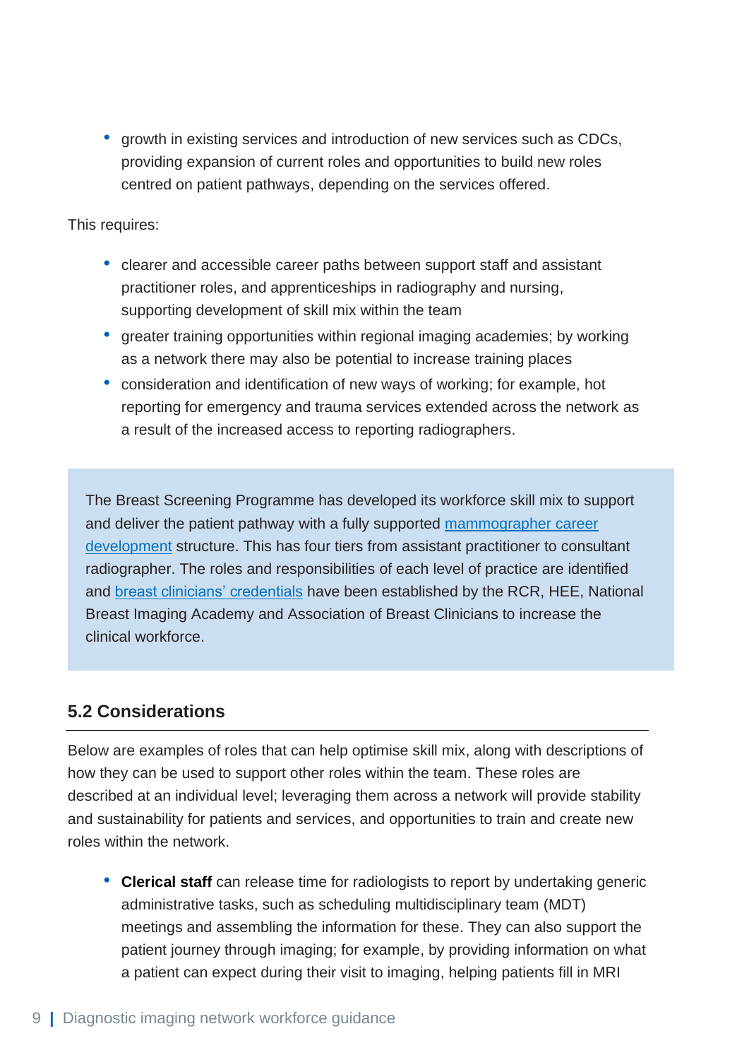- growth in existing services and introduction of new services such as CDCs, providing expansion of current roles and opportunities to build new roles centred on patient pathways, depending on the services offered.

This requires:

- clearer and accessible career paths between support staff and assistant practitioner roles, and apprenticeships in radiography and nursing, supporting development of skill mix within the team
- greater training opportunities within regional imaging academies; by working as a network there may also be potential to increase training places
- consideration and identification of new ways of working; for example, hot reporting for emergency and trauma services extended across the network as a result of the increased access to reporting radiographers.

> The Breast Screening Programme has developed its workforce skill mix to support and deliver the patient pathway with a fully supported mammographer career development structure. This has four tiers from assistant practitioner to consultant radiographer. The roles and responsibilities of each level of practice are identified and breast clinicians' credentials have been established by the RCR, HEE, National Breast Imaging Academy and Association of Breast Clinicians to increase the clinical workforce.

## 5.2 Considerations

Below are examples of roles that can help optimise skill mix, along with descriptions of how they can be used to support other roles within the team. These roles are described at an individual level; leveraging them across a network will provide stability and sustainability for patients and services, and opportunities to train and create new roles within the network.

- **Clerical staff** can release time for radiologists to report by undertaking generic administrative tasks, such as scheduling multidisciplinary team (MDT) meetings and assembling the information for these. They can also support the patient journey through imaging; for example, by providing information on what a patient can expect during their visit to imaging, helping patients fill in MRI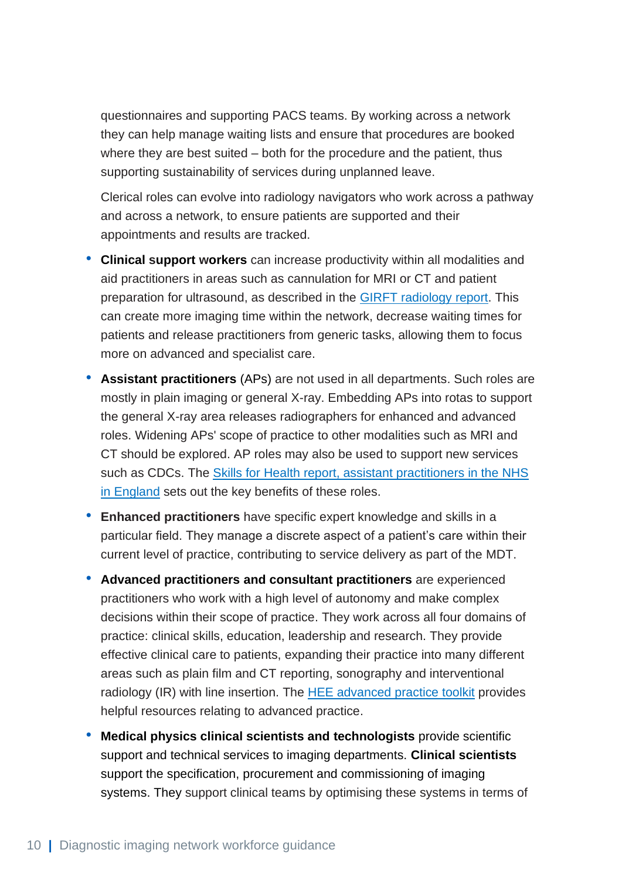questionnaires and supporting PACS teams. By working across a network they can help manage waiting lists and ensure that procedures are booked where they are best suited – both for the procedure and the patient, thus supporting sustainability of services during unplanned leave.

Clerical roles can evolve into radiology navigators who work across a pathway and across a network, to ensure patients are supported and their appointments and results are tracked.

- **Clinical support workers** can increase productivity within all modalities and aid practitioners in areas such as cannulation for MRI or CT and patient preparation for ultrasound, as described in the [GIRFT radiology report](). This can create more imaging time within the network, decrease waiting times for patients and release practitioners from generic tasks, allowing them to focus more on advanced and specialist care.
- **Assistant practitioners** (APs) are not used in all departments. Such roles are mostly in plain imaging or general X-ray. Embedding APs into rotas to support the general X-ray area releases radiographers for enhanced and advanced roles. Widening APs' scope of practice to other modalities such as MRI and CT should be explored. AP roles may also be used to support new services such as CDCs. The [Skills for Health report, assistant practitioners in the NHS in England]() sets out the key benefits of these roles.
- **Enhanced practitioners** have specific expert knowledge and skills in a particular field. They manage a discrete aspect of a patient's care within their current level of practice, contributing to service delivery as part of the MDT.
- **Advanced practitioners and consultant practitioners** are experienced practitioners who work with a high level of autonomy and make complex decisions within their scope of practice. They work across all four domains of practice: clinical skills, education, leadership and research. They provide effective clinical care to patients, expanding their practice into many different areas such as plain film and CT reporting, sonography and interventional radiology (IR) with line insertion. The [HEE advanced practice toolkit]() provides helpful resources relating to advanced practice.
- **Medical physics clinical scientists and technologists** provide scientific support and technical services to imaging departments. **Clinical scientists** support the specification, procurement and commissioning of imaging systems. They support clinical teams by optimising these systems in terms of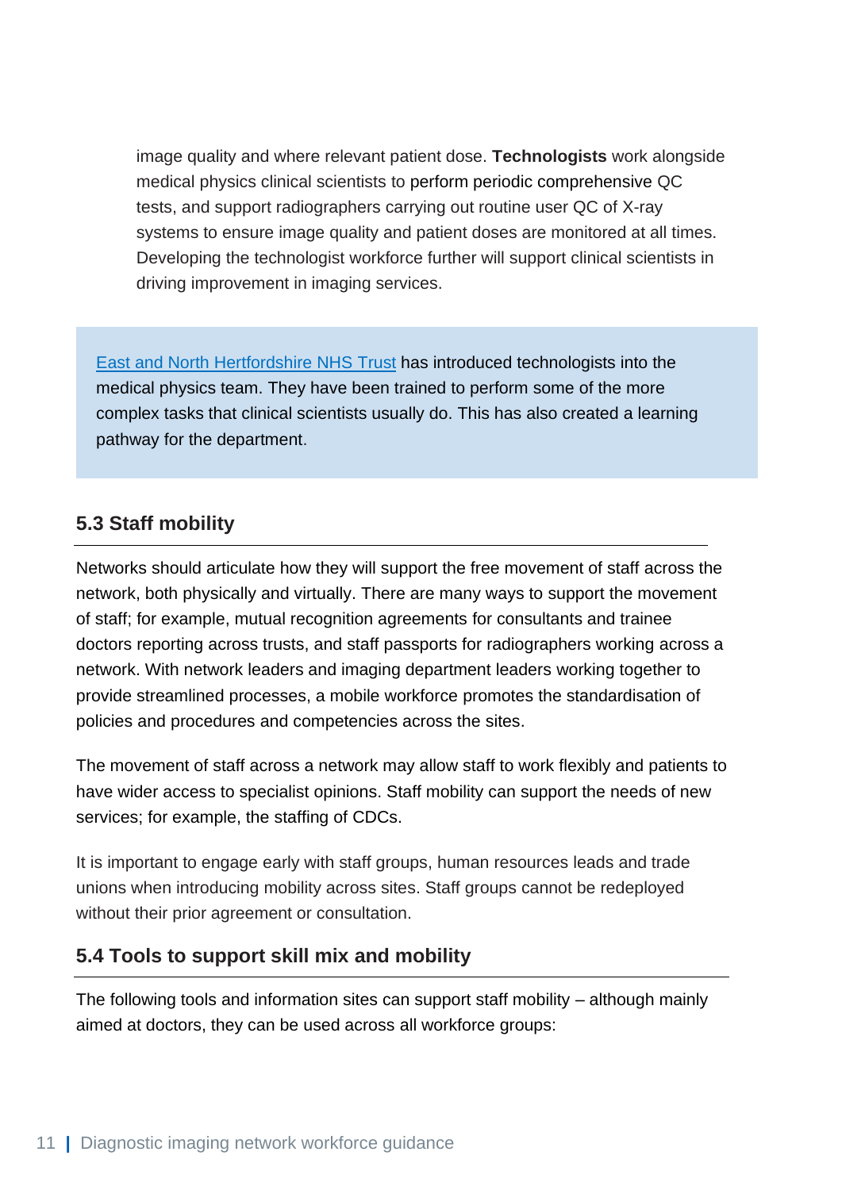image quality and where relevant patient dose. **Technologists** work alongside medical physics clinical scientists to perform periodic comprehensive QC tests, and support radiographers carrying out routine user QC of X-ray systems to ensure image quality and patient doses are monitored at all times. Developing the technologist workforce further will support clinical scientists in driving improvement in imaging services.

> East and North Hertfordshire NHS Trust has introduced technologists into the medical physics team. They have been trained to perform some of the more complex tasks that clinical scientists usually do. This has also created a learning pathway for the department.

## 5.3 Staff mobility

Networks should articulate how they will support the free movement of staff across the network, both physically and virtually. There are many ways to support the movement of staff; for example, mutual recognition agreements for consultants and trainee doctors reporting across trusts, and staff passports for radiographers working across a network. With network leaders and imaging department leaders working together to provide streamlined processes, a mobile workforce promotes the standardisation of policies and procedures and competencies across the sites.

The movement of staff across a network may allow staff to work flexibly and patients to have wider access to specialist opinions. Staff mobility can support the needs of new services; for example, the staffing of CDCs.

It is important to engage early with staff groups, human resources leads and trade unions when introducing mobility across sites. Staff groups cannot be redeployed without their prior agreement or consultation.

## 5.4 Tools to support skill mix and mobility

The following tools and information sites can support staff mobility – although mainly aimed at doctors, they can be used across all workforce groups: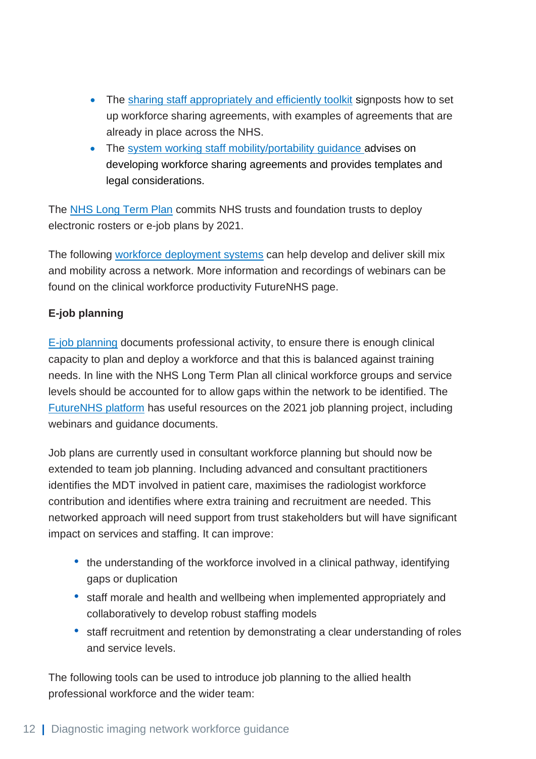- The sharing staff appropriately and efficiently toolkit signposts how to set up workforce sharing agreements, with examples of agreements that are already in place across the NHS.
- The system working staff mobility/portability guidance advises on developing workforce sharing agreements and provides templates and legal considerations.

The NHS Long Term Plan commits NHS trusts and foundation trusts to deploy electronic rosters or e-job plans by 2021.

The following workforce deployment systems can help develop and deliver skill mix and mobility across a network. More information and recordings of webinars can be found on the clinical workforce productivity FutureNHS page.

**E-job planning**

E-job planning documents professional activity, to ensure there is enough clinical capacity to plan and deploy a workforce and that this is balanced against training needs. In line with the NHS Long Term Plan all clinical workforce groups and service levels should be accounted for to allow gaps within the network to be identified. The FutureNHS platform has useful resources on the 2021 job planning project, including webinars and guidance documents.

Job plans are currently used in consultant workforce planning but should now be extended to team job planning. Including advanced and consultant practitioners identifies the MDT involved in patient care, maximises the radiologist workforce contribution and identifies where extra training and recruitment are needed. This networked approach will need support from trust stakeholders but will have significant impact on services and staffing. It can improve:

- the understanding of the workforce involved in a clinical pathway, identifying gaps or duplication
- staff morale and health and wellbeing when implemented appropriately and collaboratively to develop robust staffing models
- staff recruitment and retention by demonstrating a clear understanding of roles and service levels.

The following tools can be used to introduce job planning to the allied health professional workforce and the wider team: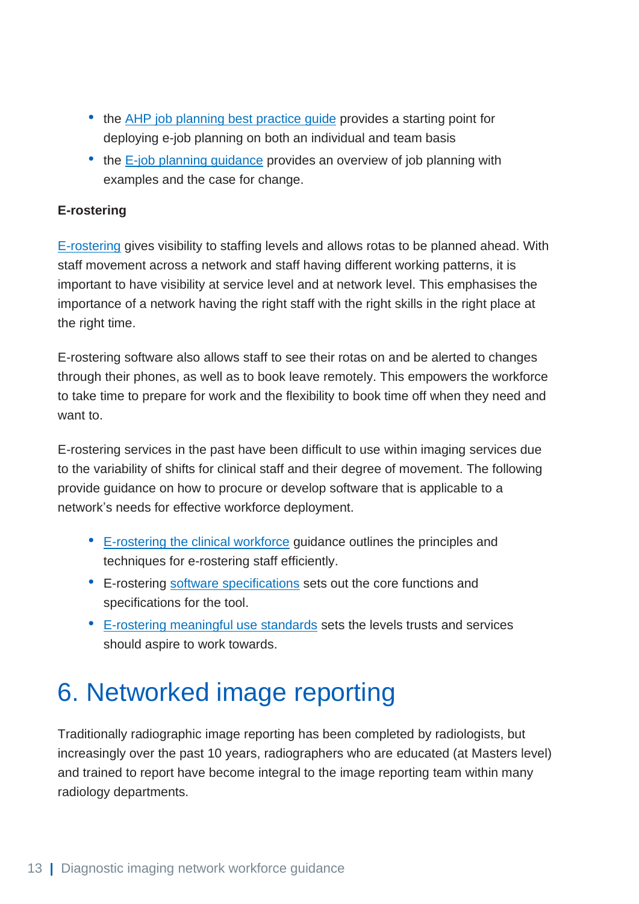- the AHP job planning best practice guide provides a starting point for deploying e-job planning on both an individual and team basis
- the E-job planning guidance provides an overview of job planning with examples and the case for change.

**E-rostering**

E-rostering gives visibility to staffing levels and allows rotas to be planned ahead. With staff movement across a network and staff having different working patterns, it is important to have visibility at service level and at network level. This emphasises the importance of a network having the right staff with the right skills in the right place at the right time.

E-rostering software also allows staff to see their rotas on and be alerted to changes through their phones, as well as to book leave remotely. This empowers the workforce to take time to prepare for work and the flexibility to book time off when they need and want to.

E-rostering services in the past have been difficult to use within imaging services due to the variability of shifts for clinical staff and their degree of movement. The following provide guidance on how to procure or develop software that is applicable to a network's needs for effective workforce deployment.

- E-rostering the clinical workforce guidance outlines the principles and techniques for e-rostering staff efficiently.
- E-rostering software specifications sets out the core functions and specifications for the tool.
- E-rostering meaningful use standards sets the levels trusts and services should aspire to work towards.

# 6. Networked image reporting

Traditionally radiographic image reporting has been completed by radiologists, but increasingly over the past 10 years, radiographers who are educated (at Masters level) and trained to report have become integral to the image reporting team within many radiology departments.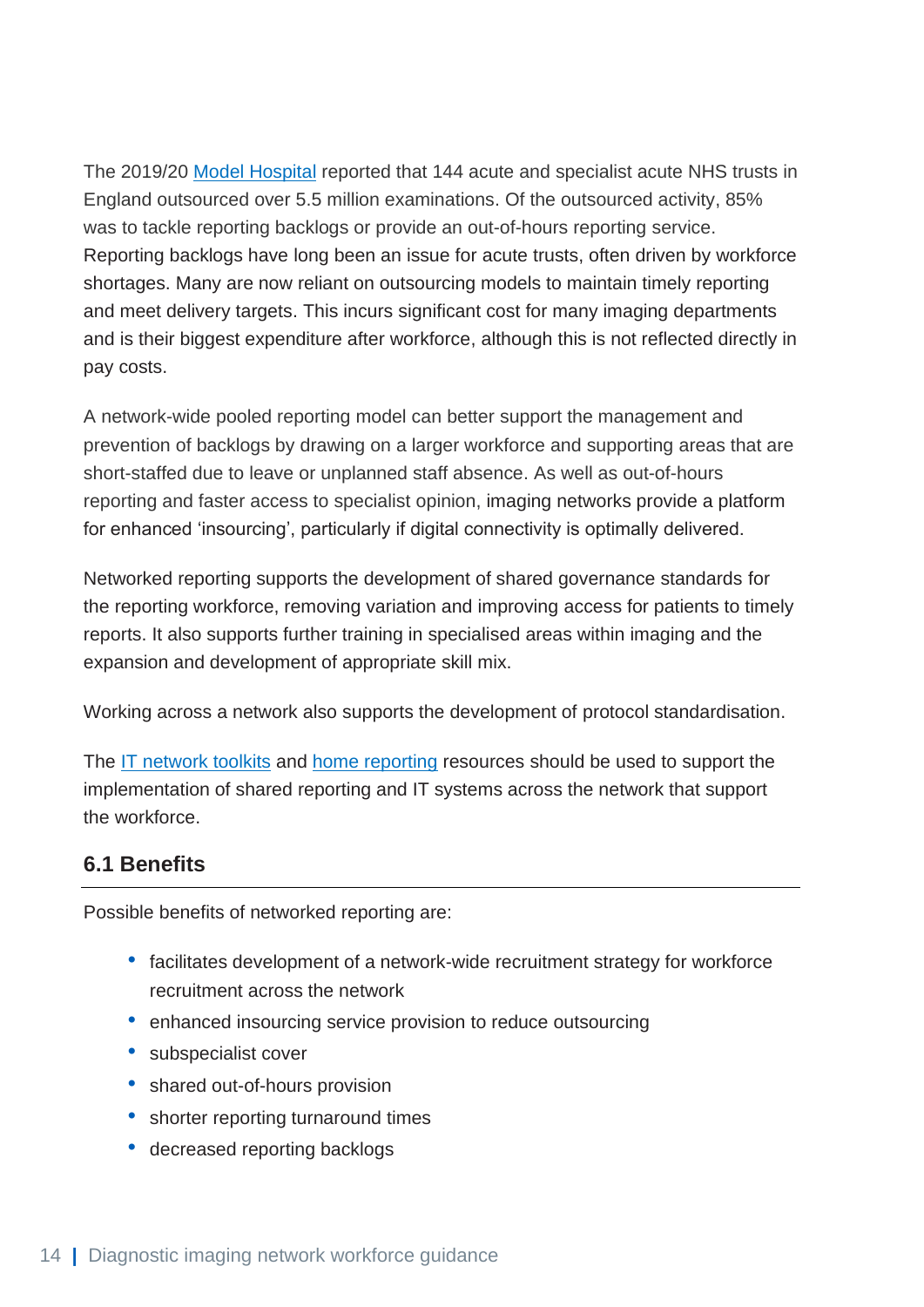The 2019/20 Model Hospital reported that 144 acute and specialist acute NHS trusts in England outsourced over 5.5 million examinations. Of the outsourced activity, 85% was to tackle reporting backlogs or provide an out-of-hours reporting service. Reporting backlogs have long been an issue for acute trusts, often driven by workforce shortages. Many are now reliant on outsourcing models to maintain timely reporting and meet delivery targets. This incurs significant cost for many imaging departments and is their biggest expenditure after workforce, although this is not reflected directly in pay costs.

A network-wide pooled reporting model can better support the management and prevention of backlogs by drawing on a larger workforce and supporting areas that are short-staffed due to leave or unplanned staff absence. As well as out-of-hours reporting and faster access to specialist opinion, imaging networks provide a platform for enhanced 'insourcing', particularly if digital connectivity is optimally delivered.

Networked reporting supports the development of shared governance standards for the reporting workforce, removing variation and improving access for patients to timely reports. It also supports further training in specialised areas within imaging and the expansion and development of appropriate skill mix.

Working across a network also supports the development of protocol standardisation.

The IT network toolkits and home reporting resources should be used to support the implementation of shared reporting and IT systems across the network that support the workforce.

## 6.1 Benefits

Possible benefits of networked reporting are:

- facilitates development of a network-wide recruitment strategy for workforce recruitment across the network
- enhanced insourcing service provision to reduce outsourcing
- subspecialist cover
- shared out-of-hours provision
- shorter reporting turnaround times
- decreased reporting backlogs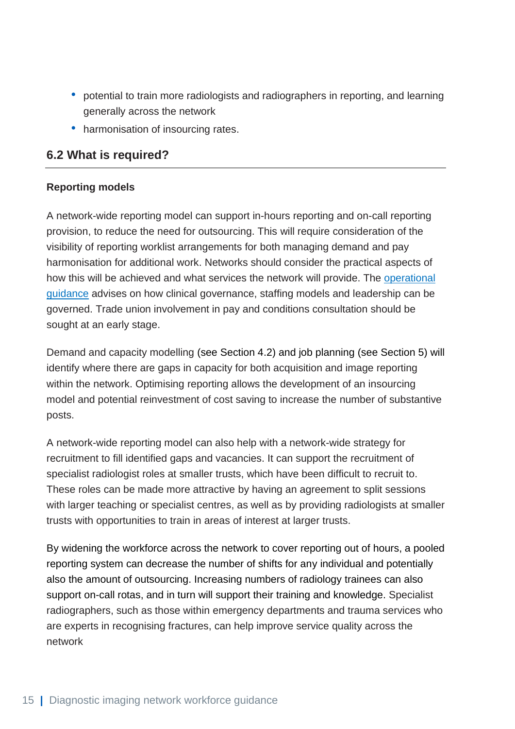- potential to train more radiologists and radiographers in reporting, and learning generally across the network
- harmonisation of insourcing rates.

## 6.2 What is required?

**Reporting models**

A network-wide reporting model can support in-hours reporting and on-call reporting provision, to reduce the need for outsourcing. This will require consideration of the visibility of reporting worklist arrangements for both managing demand and pay harmonisation for additional work. Networks should consider the practical aspects of how this will be achieved and what services the network will provide. The operational guidance advises on how clinical governance, staffing models and leadership can be governed. Trade union involvement in pay and conditions consultation should be sought at an early stage.

Demand and capacity modelling (see Section 4.2) and job planning (see Section 5) will identify where there are gaps in capacity for both acquisition and image reporting within the network. Optimising reporting allows the development of an insourcing model and potential reinvestment of cost saving to increase the number of substantive posts.

A network-wide reporting model can also help with a network-wide strategy for recruitment to fill identified gaps and vacancies. It can support the recruitment of specialist radiologist roles at smaller trusts, which have been difficult to recruit to. These roles can be made more attractive by having an agreement to split sessions with larger teaching or specialist centres, as well as by providing radiologists at smaller trusts with opportunities to train in areas of interest at larger trusts.

By widening the workforce across the network to cover reporting out of hours, a pooled reporting system can decrease the number of shifts for any individual and potentially also the amount of outsourcing. Increasing numbers of radiology trainees can also support on-call rotas, and in turn will support their training and knowledge. Specialist radiographers, such as those within emergency departments and trauma services who are experts in recognising fractures, can help improve service quality across the network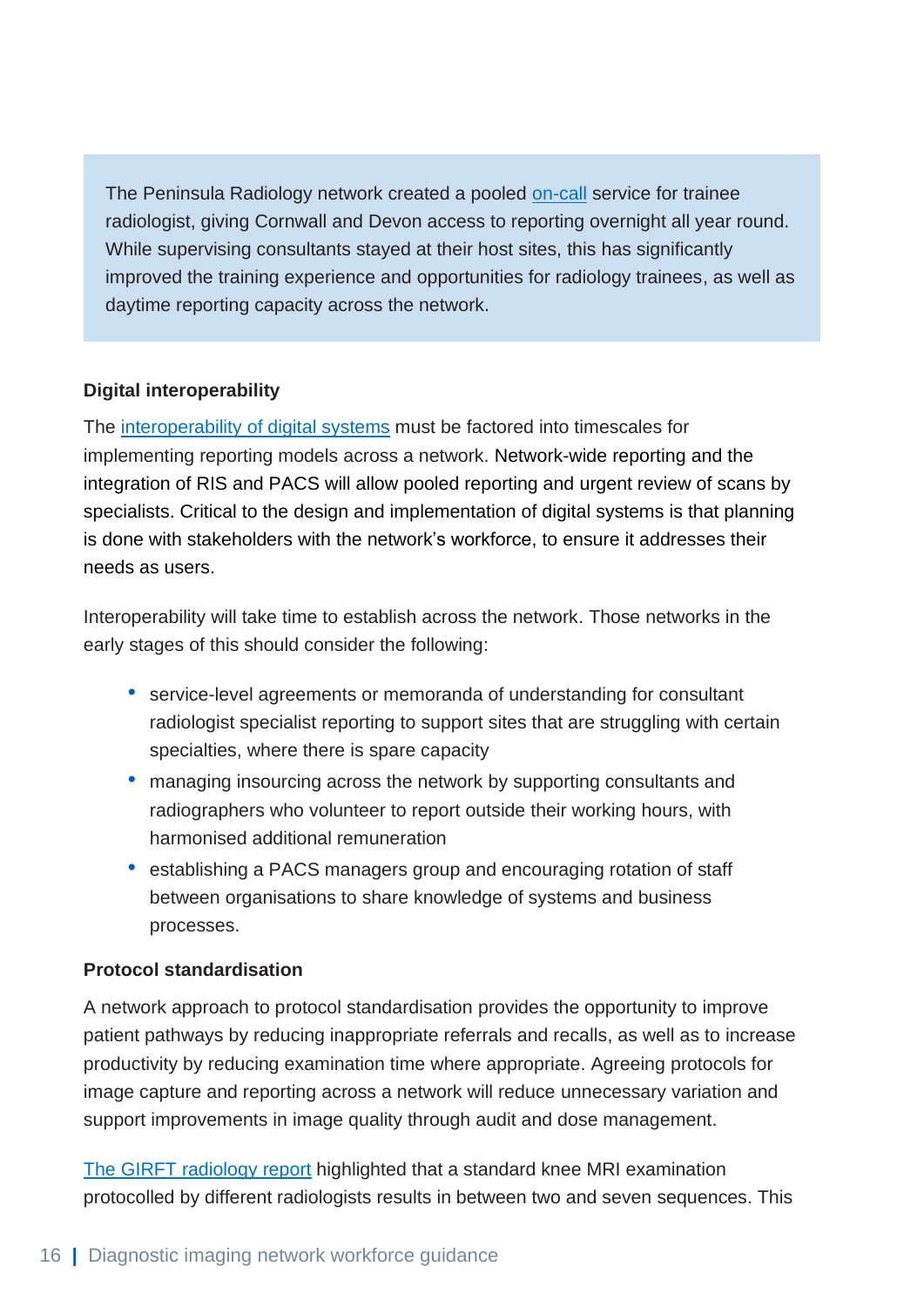> The Peninsula Radiology network created a pooled on-call service for trainee radiologist, giving Cornwall and Devon access to reporting overnight all year round. While supervising consultants stayed at their host sites, this has significantly improved the training experience and opportunities for radiology trainees, as well as daytime reporting capacity across the network.

**Digital interoperability**

The interoperability of digital systems must be factored into timescales for implementing reporting models across a network. Network-wide reporting and the integration of RIS and PACS will allow pooled reporting and urgent review of scans by specialists. Critical to the design and implementation of digital systems is that planning is done with stakeholders with the network's workforce, to ensure it addresses their needs as users.

Interoperability will take time to establish across the network. Those networks in the early stages of this should consider the following:

- service-level agreements or memoranda of understanding for consultant radiologist specialist reporting to support sites that are struggling with certain specialties, where there is spare capacity
- managing insourcing across the network by supporting consultants and radiographers who volunteer to report outside their working hours, with harmonised additional remuneration
- establishing a PACS managers group and encouraging rotation of staff between organisations to share knowledge of systems and business processes.

**Protocol standardisation**

A network approach to protocol standardisation provides the opportunity to improve patient pathways by reducing inappropriate referrals and recalls, as well as to increase productivity by reducing examination time where appropriate. Agreeing protocols for image capture and reporting across a network will reduce unnecessary variation and support improvements in image quality through audit and dose management.

The GIRFT radiology report highlighted that a standard knee MRI examination protocolled by different radiologists results in between two and seven sequences. This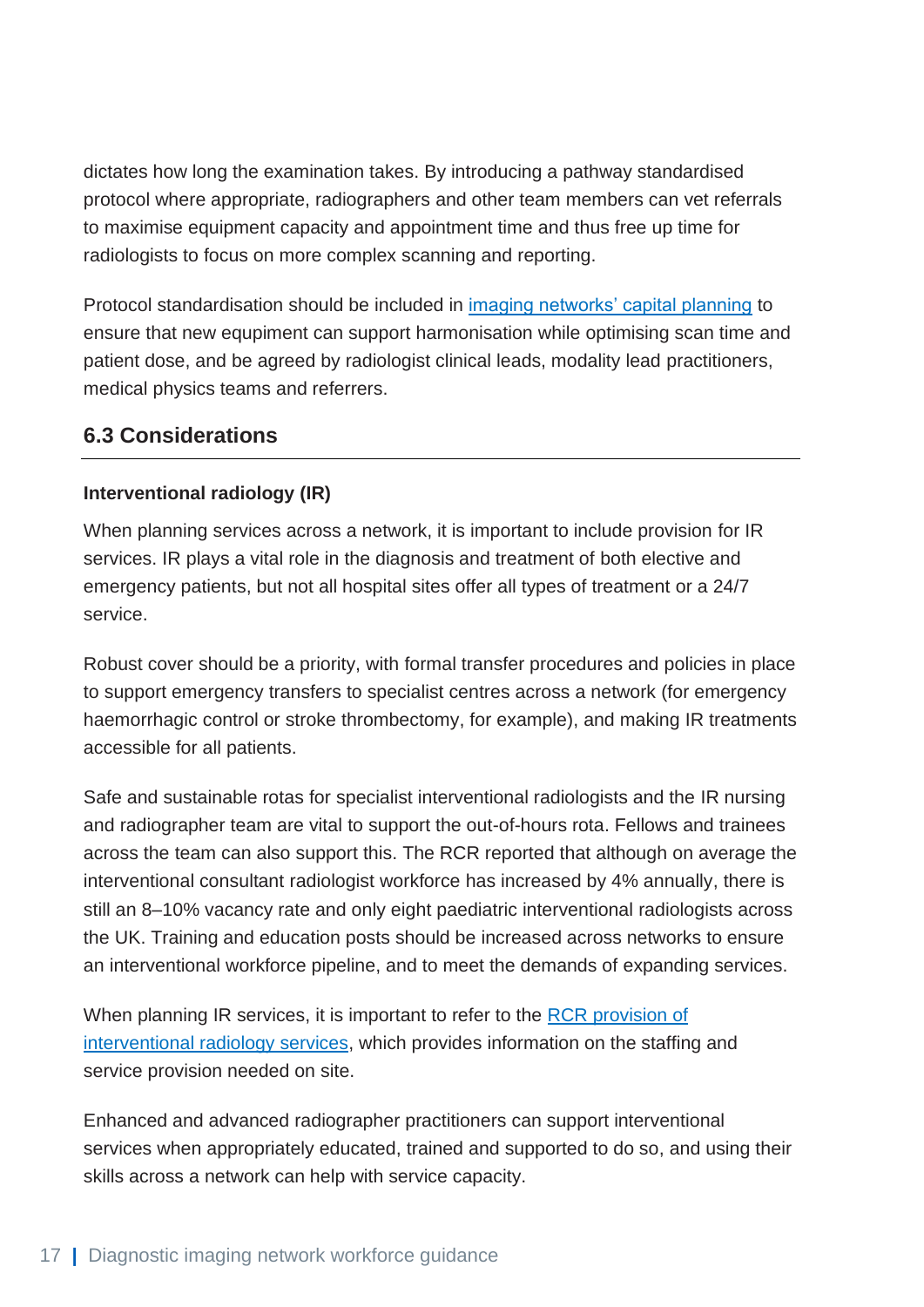dictates how long the examination takes. By introducing a pathway standardised protocol where appropriate, radiographers and other team members can vet referrals to maximise equipment capacity and appointment time and thus free up time for radiologists to focus on more complex scanning and reporting.

Protocol standardisation should be included in [imaging networks' capital planning]() to ensure that new equipment can support harmonisation while optimising scan time and patient dose, and be agreed by radiologist clinical leads, modality lead practitioners, medical physics teams and referrers.

## 6.3 Considerations

**Interventional radiology (IR)**

When planning services across a network, it is important to include provision for IR services. IR plays a vital role in the diagnosis and treatment of both elective and emergency patients, but not all hospital sites offer all types of treatment or a 24/7 service.

Robust cover should be a priority, with formal transfer procedures and policies in place to support emergency transfers to specialist centres across a network (for emergency haemorrhagic control or stroke thrombectomy, for example), and making IR treatments accessible for all patients.

Safe and sustainable rotas for specialist interventional radiologists and the IR nursing and radiographer team are vital to support the out-of-hours rota. Fellows and trainees across the team can also support this. The RCR reported that although on average the interventional consultant radiologist workforce has increased by 4% annually, there is still an 8–10% vacancy rate and only eight paediatric interventional radiologists across the UK. Training and education posts should be increased across networks to ensure an interventional workforce pipeline, and to meet the demands of expanding services.

When planning IR services, it is important to refer to the [RCR provision of interventional radiology services](), which provides information on the staffing and service provision needed on site.

Enhanced and advanced radiographer practitioners can support interventional services when appropriately educated, trained and supported to do so, and using their skills across a network can help with service capacity.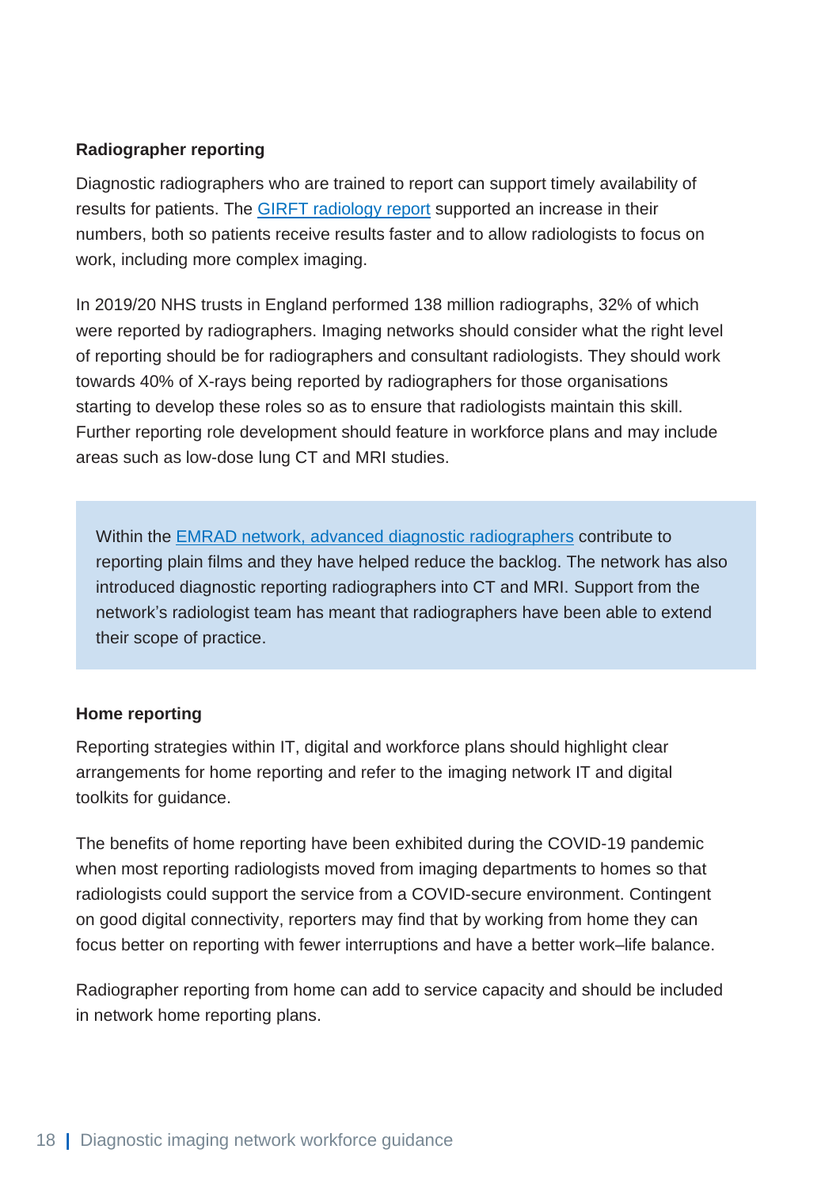**Radiographer reporting**

Diagnostic radiographers who are trained to report can support timely availability of results for patients. The GIRFT radiology report supported an increase in their numbers, both so patients receive results faster and to allow radiologists to focus on work, including more complex imaging.

In 2019/20 NHS trusts in England performed 138 million radiographs, 32% of which were reported by radiographers. Imaging networks should consider what the right level of reporting should be for radiographers and consultant radiologists. They should work towards 40% of X-rays being reported by radiographers for those organisations starting to develop these roles so as to ensure that radiologists maintain this skill. Further reporting role development should feature in workforce plans and may include areas such as low-dose lung CT and MRI studies.

> Within the EMRAD network, advanced diagnostic radiographers contribute to reporting plain films and they have helped reduce the backlog. The network has also introduced diagnostic reporting radiographers into CT and MRI. Support from the network's radiologist team has meant that radiographers have been able to extend their scope of practice.

**Home reporting**

Reporting strategies within IT, digital and workforce plans should highlight clear arrangements for home reporting and refer to the imaging network IT and digital toolkits for guidance.

The benefits of home reporting have been exhibited during the COVID-19 pandemic when most reporting radiologists moved from imaging departments to homes so that radiologists could support the service from a COVID-secure environment. Contingent on good digital connectivity, reporters may find that by working from home they can focus better on reporting with fewer interruptions and have a better work–life balance.

Radiographer reporting from home can add to service capacity and should be included in network home reporting plans.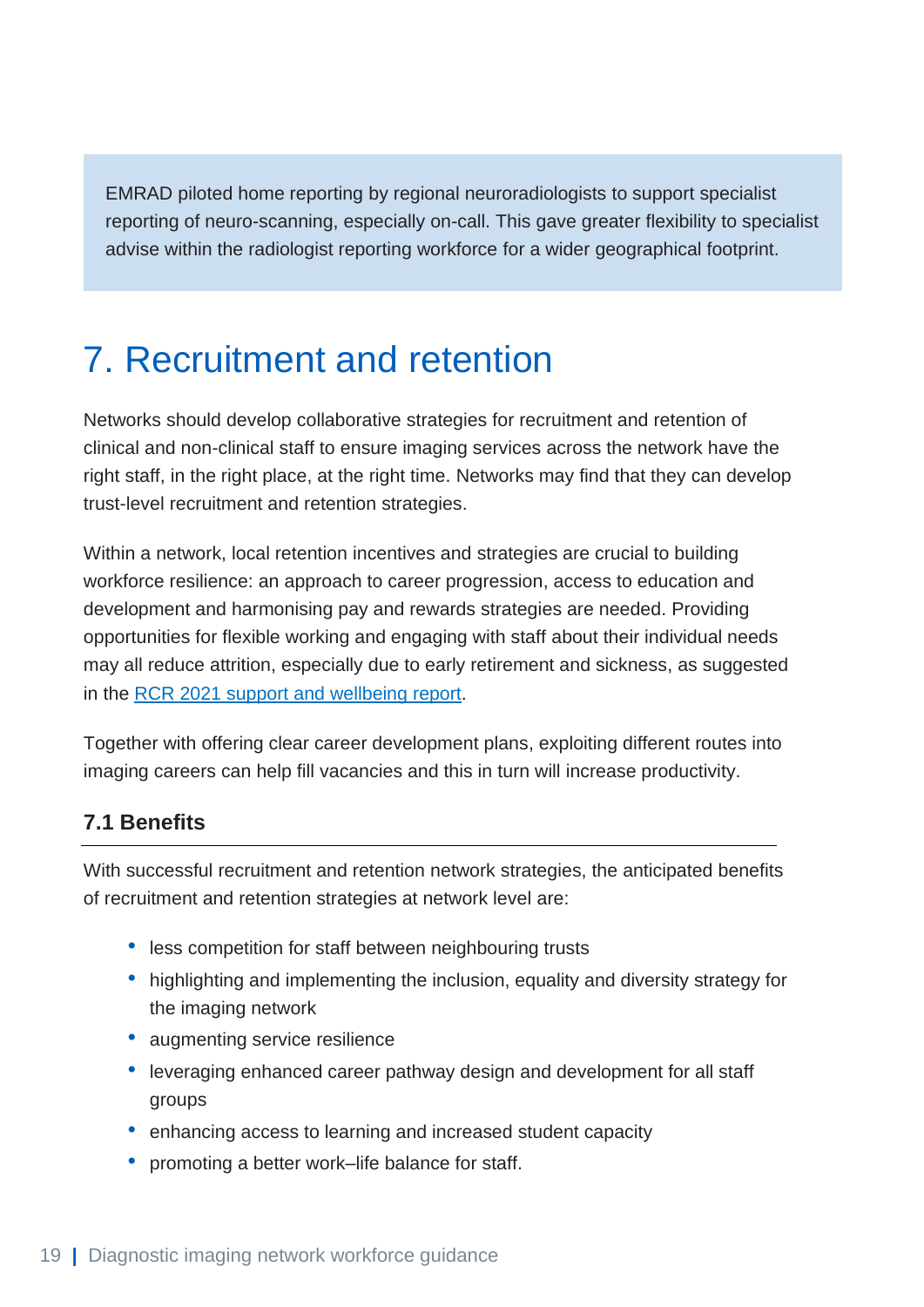EMRAD piloted home reporting by regional neuroradiologists to support specialist reporting of neuro-scanning, especially on-call. This gave greater flexibility to specialist advise within the radiologist reporting workforce for a wider geographical footprint.

# 7. Recruitment and retention

Networks should develop collaborative strategies for recruitment and retention of clinical and non-clinical staff to ensure imaging services across the network have the right staff, in the right place, at the right time. Networks may find that they can develop trust-level recruitment and retention strategies.

Within a network, local retention incentives and strategies are crucial to building workforce resilience: an approach to career progression, access to education and development and harmonising pay and rewards strategies are needed. Providing opportunities for flexible working and engaging with staff about their individual needs may all reduce attrition, especially due to early retirement and sickness, as suggested in the [RCR 2021 support and wellbeing report](#).

Together with offering clear career development plans, exploiting different routes into imaging careers can help fill vacancies and this in turn will increase productivity.

## 7.1 Benefits

With successful recruitment and retention network strategies, the anticipated benefits of recruitment and retention strategies at network level are:

- less competition for staff between neighbouring trusts
- highlighting and implementing the inclusion, equality and diversity strategy for the imaging network
- augmenting service resilience
- leveraging enhanced career pathway design and development for all staff groups
- enhancing access to learning and increased student capacity
- promoting a better work–life balance for staff.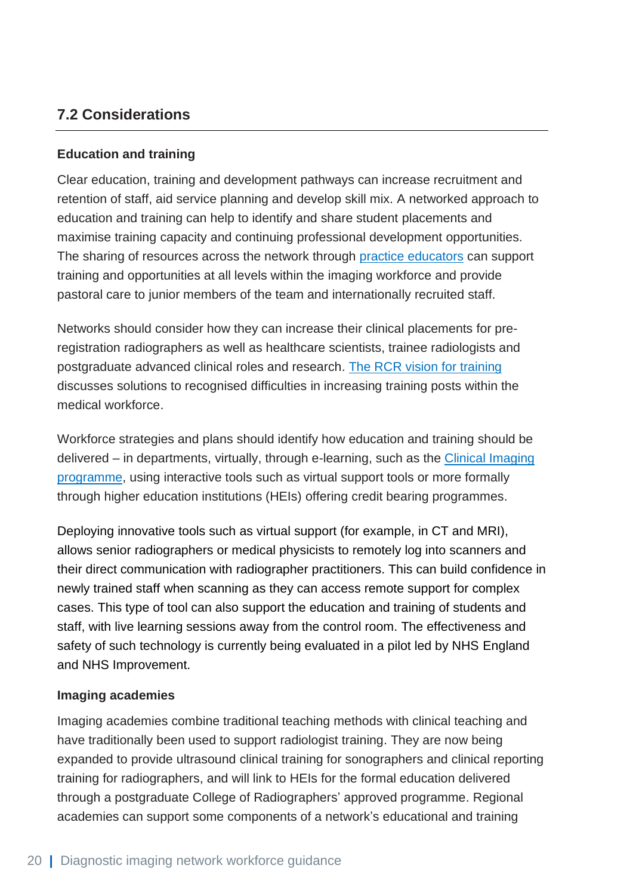## 7.2 Considerations

### Education and training

Clear education, training and development pathways can increase recruitment and retention of staff, aid service planning and develop skill mix. A networked approach to education and training can help to identify and share student placements and maximise training capacity and continuing professional development opportunities. The sharing of resources across the network through practice educators can support training and opportunities at all levels within the imaging workforce and provide pastoral care to junior members of the team and internationally recruited staff.

Networks should consider how they can increase their clinical placements for pre-registration radiographers as well as healthcare scientists, trainee radiologists and postgraduate advanced clinical roles and research. The RCR vision for training discusses solutions to recognised difficulties in increasing training posts within the medical workforce.

Workforce strategies and plans should identify how education and training should be delivered – in departments, virtually, through e-learning, such as the Clinical Imaging programme, using interactive tools such as virtual support tools or more formally through higher education institutions (HEIs) offering credit bearing programmes.

Deploying innovative tools such as virtual support (for example, in CT and MRI), allows senior radiographers or medical physicists to remotely log into scanners and their direct communication with radiographer practitioners. This can build confidence in newly trained staff when scanning as they can access remote support for complex cases. This type of tool can also support the education and training of students and staff, with live learning sessions away from the control room. The effectiveness and safety of such technology is currently being evaluated in a pilot led by NHS England and NHS Improvement.

### Imaging academies

Imaging academies combine traditional teaching methods with clinical teaching and have traditionally been used to support radiologist training. They are now being expanded to provide ultrasound clinical training for sonographers and clinical reporting training for radiographers, and will link to HEIs for the formal education delivered through a postgraduate College of Radiographers' approved programme. Regional academies can support some components of a network's educational and training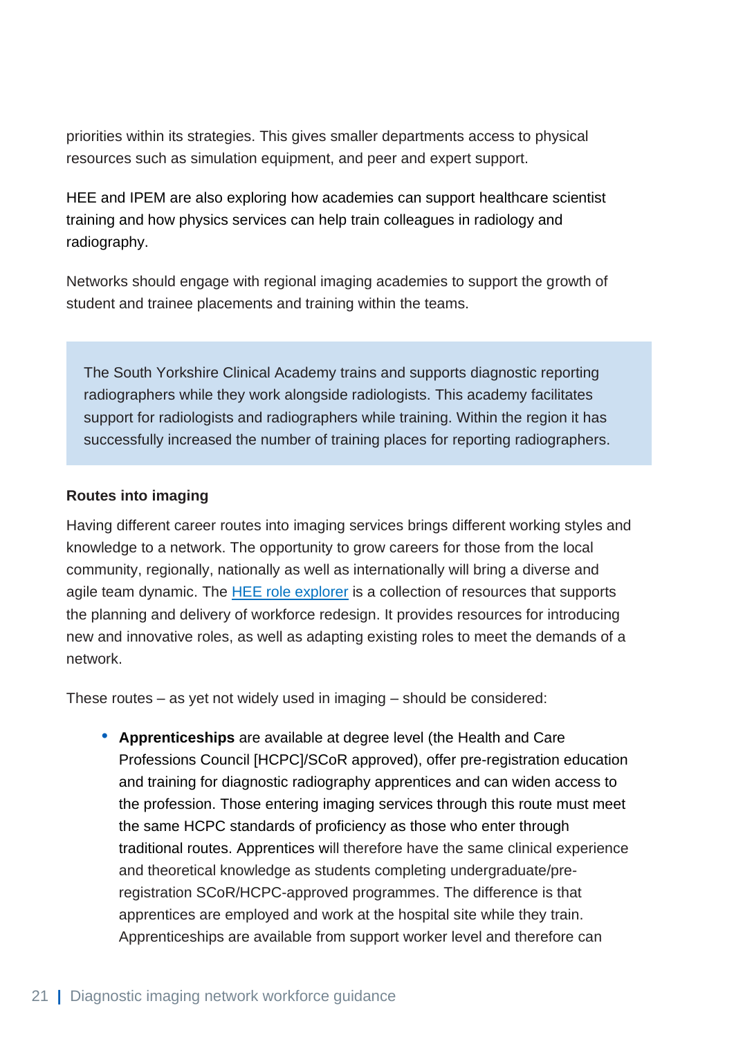priorities within its strategies. This gives smaller departments access to physical resources such as simulation equipment, and peer and expert support.

HEE and IPEM are also exploring how academies can support healthcare scientist training and how physics services can help train colleagues in radiology and radiography.

Networks should engage with regional imaging academies to support the growth of student and trainee placements and training within the teams.

> The South Yorkshire Clinical Academy trains and supports diagnostic reporting radiographers while they work alongside radiologists. This academy facilitates support for radiologists and radiographers while training. Within the region it has successfully increased the number of training places for reporting radiographers.

**Routes into imaging**

Having different career routes into imaging services brings different working styles and knowledge to a network. The opportunity to grow careers for those from the local community, regionally, nationally as well as internationally will bring a diverse and agile team dynamic. The [HEE role explorer] is a collection of resources that supports the planning and delivery of workforce redesign. It provides resources for introducing new and innovative roles, as well as adapting existing roles to meet the demands of a network.

These routes – as yet not widely used in imaging – should be considered:

- **Apprenticeships** are available at degree level (the Health and Care Professions Council [HCPC]/SCoR approved), offer pre-registration education and training for diagnostic radiography apprentices and can widen access to the profession. Those entering imaging services through this route must meet the same HCPC standards of proficiency as those who enter through traditional routes. Apprentices will therefore have the same clinical experience and theoretical knowledge as students completing undergraduate/pre-registration SCoR/HCPC-approved programmes. The difference is that apprentices are employed and work at the hospital site while they train. Apprenticeships are available from support worker level and therefore can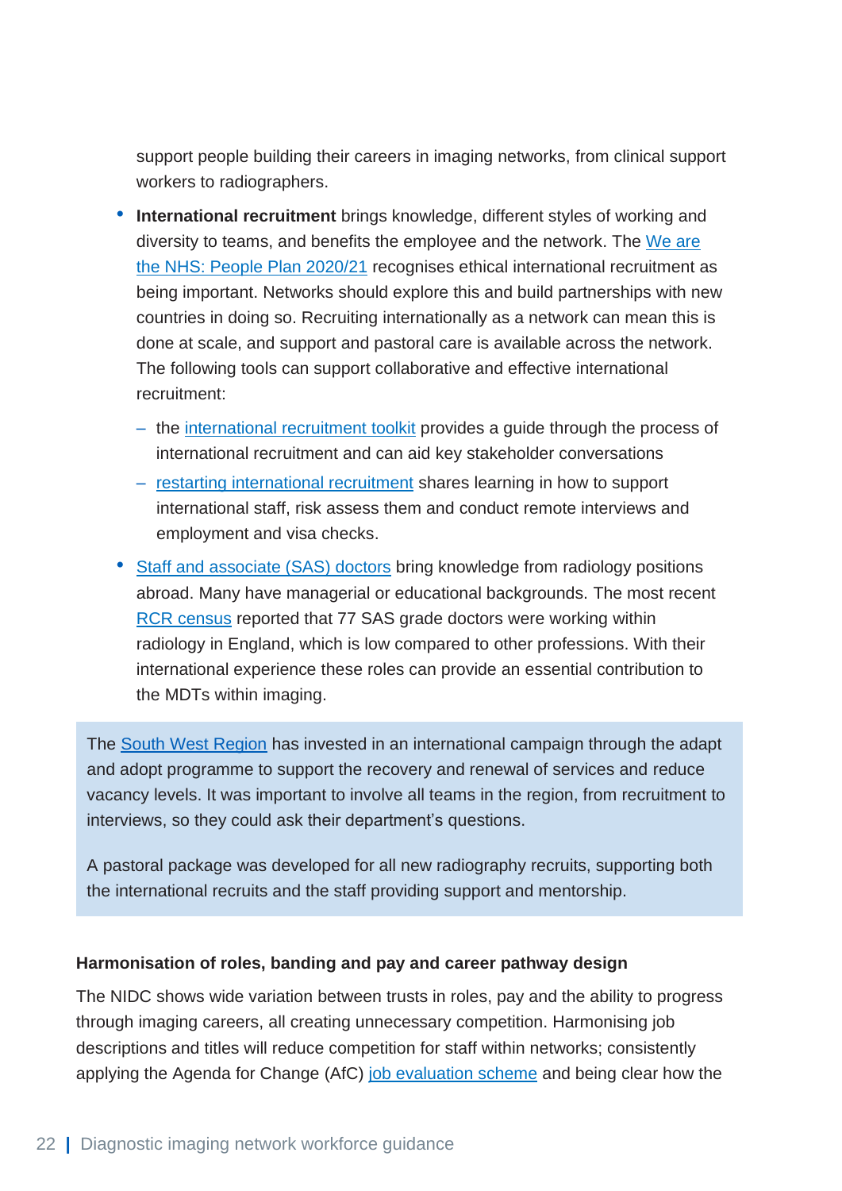support people building their careers in imaging networks, from clinical support workers to radiographers.

- **International recruitment** brings knowledge, different styles of working and diversity to teams, and benefits the employee and the network. The We are the NHS: People Plan 2020/21 recognises ethical international recruitment as being important. Networks should explore this and build partnerships with new countries in doing so. Recruiting internationally as a network can mean this is done at scale, and support and pastoral care is available across the network. The following tools can support collaborative and effective international recruitment:
  - the international recruitment toolkit provides a guide through the process of international recruitment and can aid key stakeholder conversations
  - restarting international recruitment shares learning in how to support international staff, risk assess them and conduct remote interviews and employment and visa checks.
- Staff and associate (SAS) doctors bring knowledge from radiology positions abroad. Many have managerial or educational backgrounds. The most recent RCR census reported that 77 SAS grade doctors were working within radiology in England, which is low compared to other professions. With their international experience these roles can provide an essential contribution to the MDTs within imaging.

> The South West Region has invested in an international campaign through the adapt and adopt programme to support the recovery and renewal of services and reduce vacancy levels. It was important to involve all teams in the region, from recruitment to interviews, so they could ask their department's questions.
>
> A pastoral package was developed for all new radiography recruits, supporting both the international recruits and the staff providing support and mentorship.

#### Harmonisation of roles, banding and pay and career pathway design

The NIDC shows wide variation between trusts in roles, pay and the ability to progress through imaging careers, all creating unnecessary competition. Harmonising job descriptions and titles will reduce competition for staff within networks; consistently applying the Agenda for Change (AfC) job evaluation scheme and being clear how the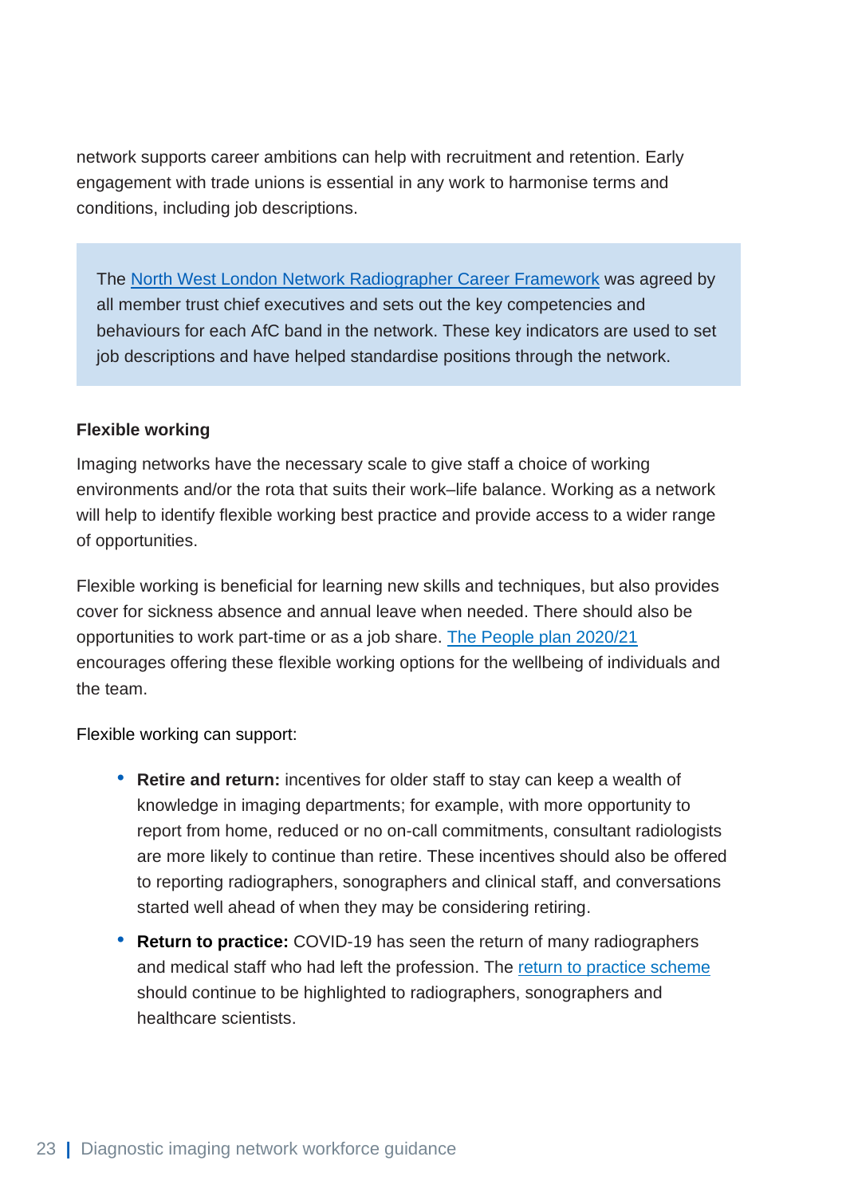network supports career ambitions can help with recruitment and retention. Early engagement with trade unions is essential in any work to harmonise terms and conditions, including job descriptions.

> The North West London Network Radiographer Career Framework was agreed by all member trust chief executives and sets out the key competencies and behaviours for each AfC band in the network. These key indicators are used to set job descriptions and have helped standardise positions through the network.

**Flexible working**

Imaging networks have the necessary scale to give staff a choice of working environments and/or the rota that suits their work–life balance. Working as a network will help to identify flexible working best practice and provide access to a wider range of opportunities.

Flexible working is beneficial for learning new skills and techniques, but also provides cover for sickness absence and annual leave when needed. There should also be opportunities to work part-time or as a job share. The People plan 2020/21 encourages offering these flexible working options for the wellbeing of individuals and the team.

Flexible working can support:

- **Retire and return:** incentives for older staff to stay can keep a wealth of knowledge in imaging departments; for example, with more opportunity to report from home, reduced or no on-call commitments, consultant radiologists are more likely to continue than retire. These incentives should also be offered to reporting radiographers, sonographers and clinical staff, and conversations started well ahead of when they may be considering retiring.
- **Return to practice:** COVID-19 has seen the return of many radiographers and medical staff who had left the profession. The return to practice scheme should continue to be highlighted to radiographers, sonographers and healthcare scientists.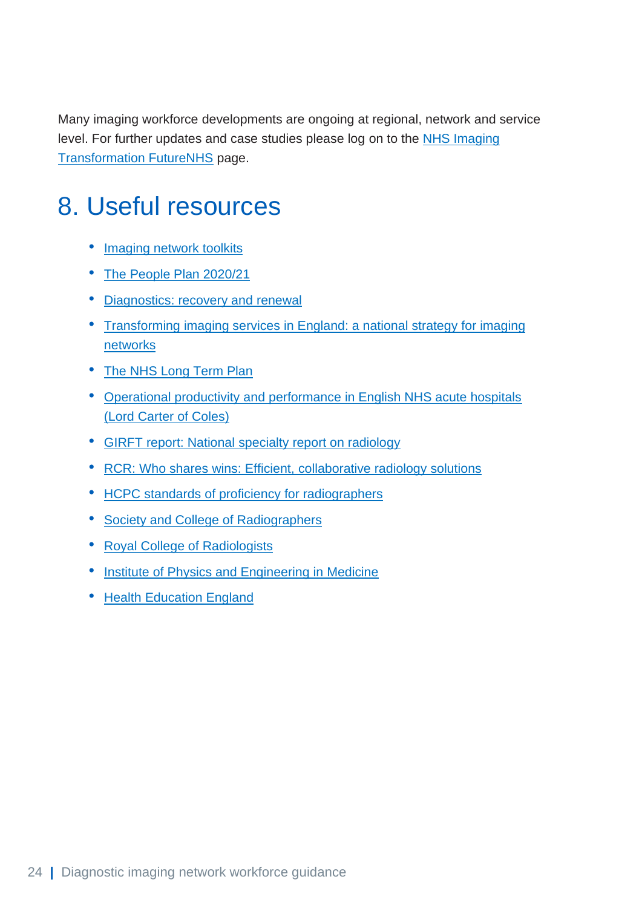Many imaging workforce developments are ongoing at regional, network and service level. For further updates and case studies please log on to the NHS Imaging Transformation FutureNHS page.

# 8. Useful resources

- Imaging network toolkits
- The People Plan 2020/21
- Diagnostics: recovery and renewal
- Transforming imaging services in England: a national strategy for imaging networks
- The NHS Long Term Plan
- Operational productivity and performance in English NHS acute hospitals (Lord Carter of Coles)
- GIRFT report: National specialty report on radiology
- RCR: Who shares wins: Efficient, collaborative radiology solutions
- HCPC standards of proficiency for radiographers
- Society and College of Radiographers
- Royal College of Radiologists
- Institute of Physics and Engineering in Medicine
- Health Education England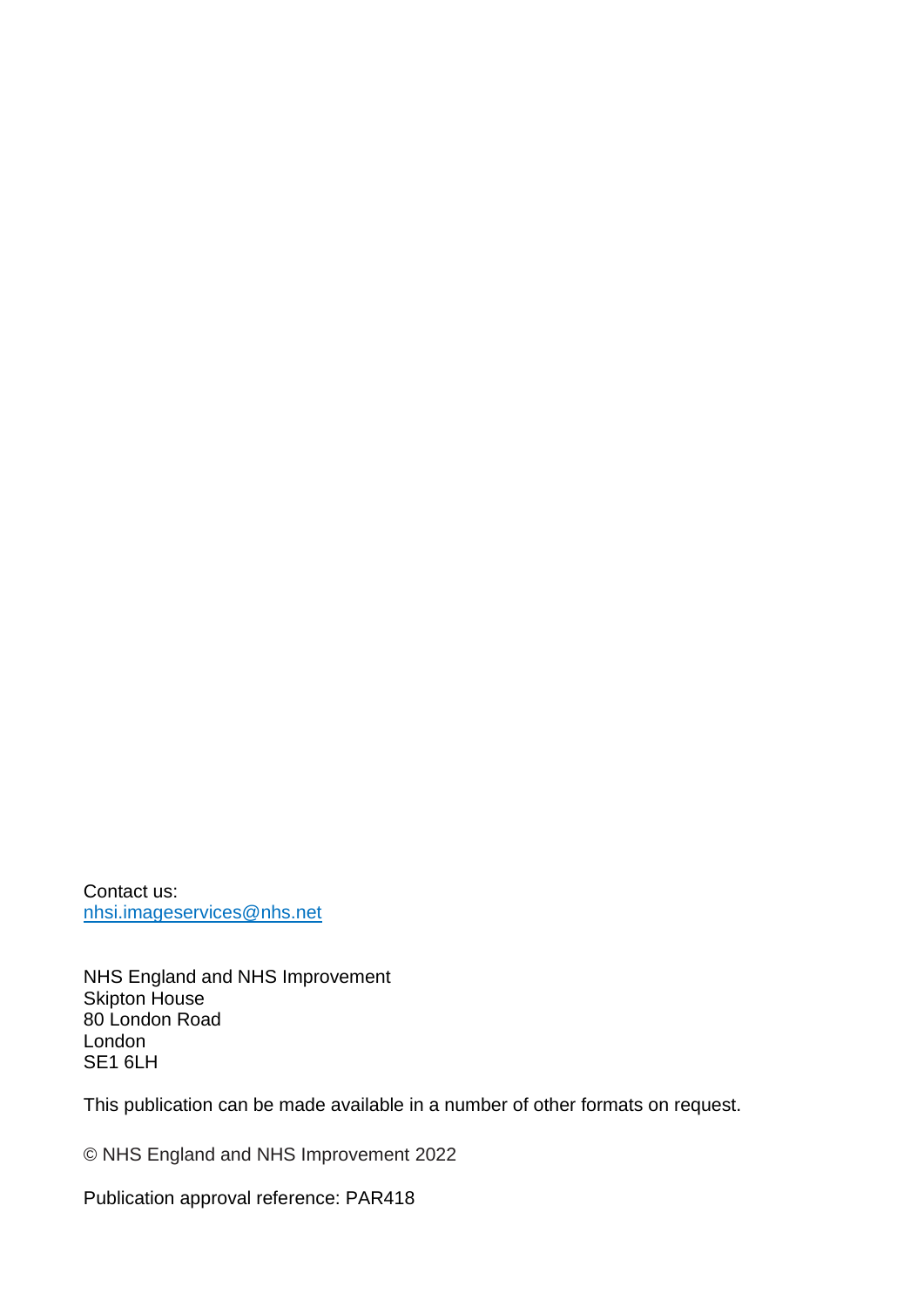Contact us:
nhsi.imageservices@nhs.net

NHS England and NHS Improvement
Skipton House
80 London Road
London
SE1 6LH

This publication can be made available in a number of other formats on request.

© NHS England and NHS Improvement 2022

Publication approval reference: PAR418